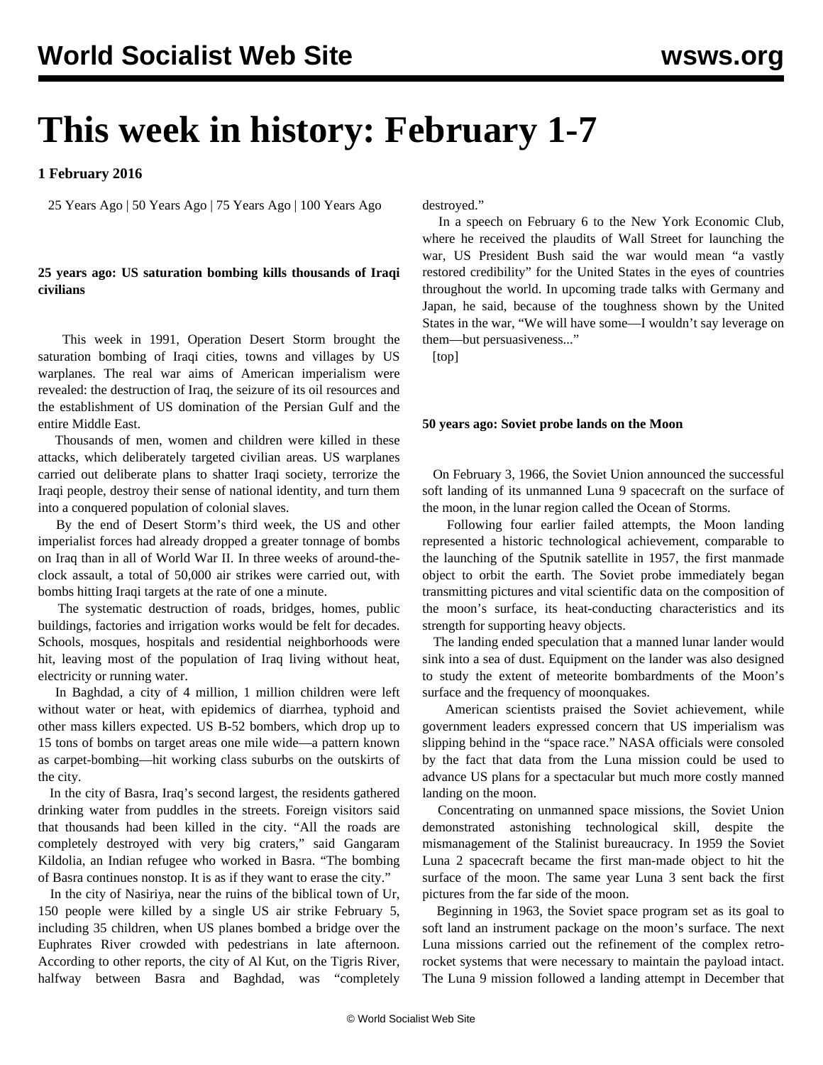# This week in history: February 1-7

**1 February 2016**

25 Years Ago | 50 Years Ago | 75 Years Ago | 100 Years Ago

**25 years ago: US saturation bombing kills thousands of Iraqi civilians**

This week in 1991, Operation Desert Storm brought the saturation bombing of Iraqi cities, towns and villages by US warplanes. The real war aims of American imperialism were revealed: the destruction of Iraq, the seizure of its oil resources and the establishment of US domination of the Persian Gulf and the entire Middle East.

Thousands of men, women and children were killed in these attacks, which deliberately targeted civilian areas. US warplanes carried out deliberate plans to shatter Iraqi society, terrorize the Iraqi people, destroy their sense of national identity, and turn them into a conquered population of colonial slaves.

By the end of Desert Storm's third week, the US and other imperialist forces had already dropped a greater tonnage of bombs on Iraq than in all of World War II. In three weeks of around-the-clock assault, a total of 50,000 air strikes were carried out, with bombs hitting Iraqi targets at the rate of one a minute.

The systematic destruction of roads, bridges, homes, public buildings, factories and irrigation works would be felt for decades. Schools, mosques, hospitals and residential neighborhoods were hit, leaving most of the population of Iraq living without heat, electricity or running water.

In Baghdad, a city of 4 million, 1 million children were left without water or heat, with epidemics of diarrhea, typhoid and other mass killers expected. US B-52 bombers, which drop up to 15 tons of bombs on target areas one mile wide—a pattern known as carpet-bombing—hit working class suburbs on the outskirts of the city.

In the city of Basra, Iraq's second largest, the residents gathered drinking water from puddles in the streets. Foreign visitors said that thousands had been killed in the city. "All the roads are completely destroyed with very big craters," said Gangaram Kildolia, an Indian refugee who worked in Basra. "The bombing of Basra continues nonstop. It is as if they want to erase the city."

In the city of Nasiriya, near the ruins of the biblical town of Ur, 150 people were killed by a single US air strike February 5, including 35 children, when US planes bombed a bridge over the Euphrates River crowded with pedestrians in late afternoon. According to other reports, the city of Al Kut, on the Tigris River, halfway between Basra and Baghdad, was "completely destroyed."

In a speech on February 6 to the New York Economic Club, where he received the plaudits of Wall Street for launching the war, US President Bush said the war would mean "a vastly restored credibility" for the United States in the eyes of countries throughout the world. In upcoming trade talks with Germany and Japan, he said, because of the toughness shown by the United States in the war, "We will have some—I wouldn't say leverage on them—but persuasiveness..."

[top]

**50 years ago: Soviet probe lands on the Moon**

On February 3, 1966, the Soviet Union announced the successful soft landing of its unmanned Luna 9 spacecraft on the surface of the moon, in the lunar region called the Ocean of Storms.

Following four earlier failed attempts, the Moon landing represented a historic technological achievement, comparable to the launching of the Sputnik satellite in 1957, the first manmade object to orbit the earth. The Soviet probe immediately began transmitting pictures and vital scientific data on the composition of the moon's surface, its heat-conducting characteristics and its strength for supporting heavy objects.

The landing ended speculation that a manned lunar lander would sink into a sea of dust. Equipment on the lander was also designed to study the extent of meteorite bombardments of the Moon's surface and the frequency of moonquakes.

American scientists praised the Soviet achievement, while government leaders expressed concern that US imperialism was slipping behind in the "space race." NASA officials were consoled by the fact that data from the Luna mission could be used to advance US plans for a spectacular but much more costly manned landing on the moon.

Concentrating on unmanned space missions, the Soviet Union demonstrated astonishing technological skill, despite the mismanagement of the Stalinist bureaucracy. In 1959 the Soviet Luna 2 spacecraft became the first man-made object to hit the surface of the moon. The same year Luna 3 sent back the first pictures from the far side of the moon.

Beginning in 1963, the Soviet space program set as its goal to soft land an instrument package on the moon's surface. The next Luna missions carried out the refinement of the complex retro-rocket systems that were necessary to maintain the payload intact. The Luna 9 mission followed a landing attempt in December that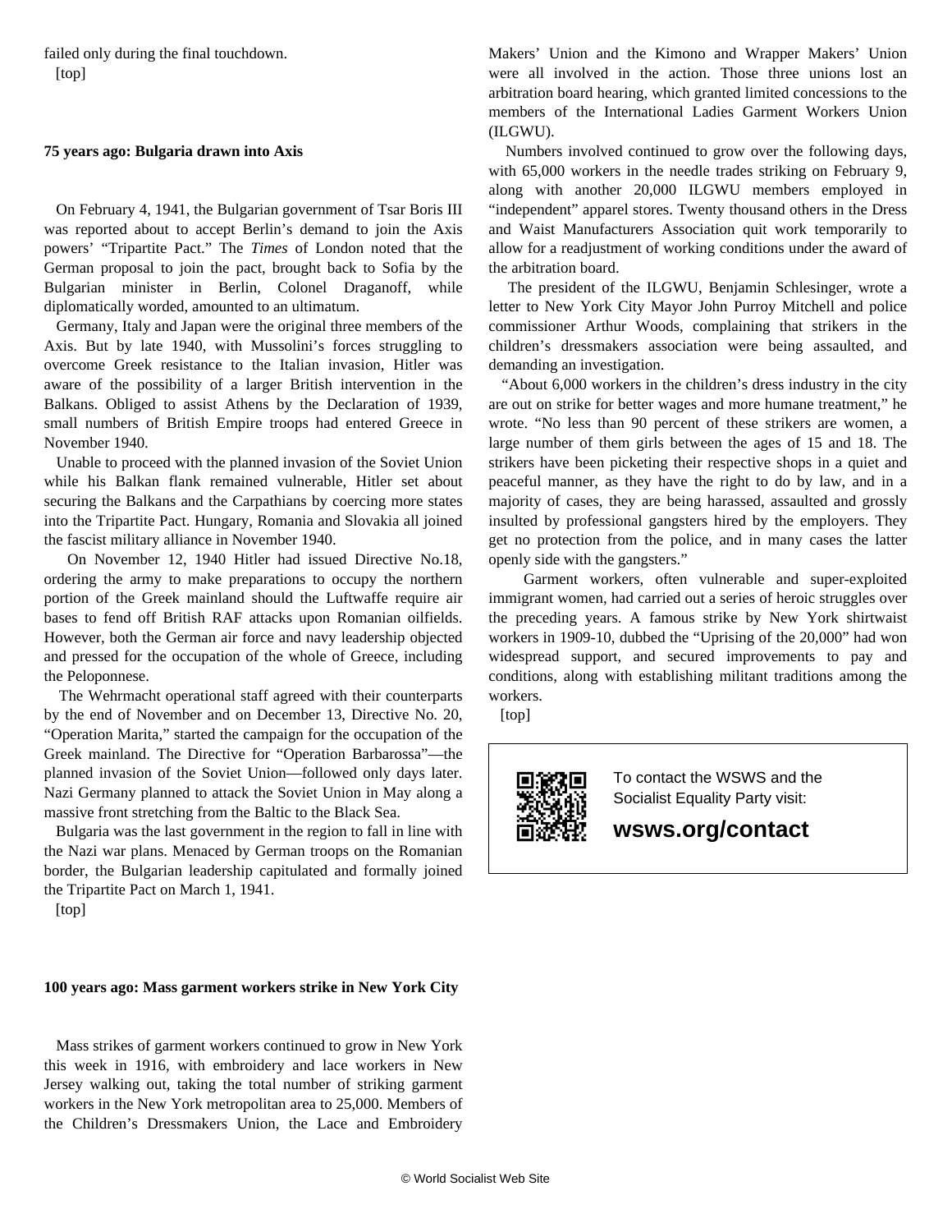failed only during the final touchdown.

[top]

**75 years ago: Bulgaria drawn into Axis**

On February 4, 1941, the Bulgarian government of Tsar Boris III was reported about to accept Berlin's demand to join the Axis powers' "Tripartite Pact." The *Times* of London noted that the German proposal to join the pact, brought back to Sofia by the Bulgarian minister in Berlin, Colonel Draganoff, while diplomatically worded, amounted to an ultimatum.

Germany, Italy and Japan were the original three members of the Axis. But by late 1940, with Mussolini's forces struggling to overcome Greek resistance to the Italian invasion, Hitler was aware of the possibility of a larger British intervention in the Balkans. Obliged to assist Athens by the Declaration of 1939, small numbers of British Empire troops had entered Greece in November 1940.

Unable to proceed with the planned invasion of the Soviet Union while his Balkan flank remained vulnerable, Hitler set about securing the Balkans and the Carpathians by coercing more states into the Tripartite Pact. Hungary, Romania and Slovakia all joined the fascist military alliance in November 1940.

On November 12, 1940 Hitler had issued Directive No.18, ordering the army to make preparations to occupy the northern portion of the Greek mainland should the Luftwaffe require air bases to fend off British RAF attacks upon Romanian oilfields. However, both the German air force and navy leadership objected and pressed for the occupation of the whole of Greece, including the Peloponnese.

The Wehrmacht operational staff agreed with their counterparts by the end of November and on December 13, Directive No. 20, "Operation Marita," started the campaign for the occupation of the Greek mainland. The Directive for "Operation Barbarossa"—the planned invasion of the Soviet Union—followed only days later. Nazi Germany planned to attack the Soviet Union in May along a massive front stretching from the Baltic to the Black Sea.

Bulgaria was the last government in the region to fall in line with the Nazi war plans. Menaced by German troops on the Romanian border, the Bulgarian leadership capitulated and formally joined the Tripartite Pact on March 1, 1941.

[top]

**100 years ago: Mass garment workers strike in New York City**

Mass strikes of garment workers continued to grow in New York this week in 1916, with embroidery and lace workers in New Jersey walking out, taking the total number of striking garment workers in the New York metropolitan area to 25,000. Members of the Children's Dressmakers Union, the Lace and Embroidery Makers' Union and the Kimono and Wrapper Makers' Union were all involved in the action. Those three unions lost an arbitration board hearing, which granted limited concessions to the members of the International Ladies Garment Workers Union (ILGWU).

Numbers involved continued to grow over the following days, with 65,000 workers in the needle trades striking on February 9, along with another 20,000 ILGWU members employed in "independent" apparel stores. Twenty thousand others in the Dress and Waist Manufacturers Association quit work temporarily to allow for a readjustment of working conditions under the award of the arbitration board.

The president of the ILGWU, Benjamin Schlesinger, wrote a letter to New York City Mayor John Purroy Mitchell and police commissioner Arthur Woods, complaining that strikers in the children's dressmakers association were being assaulted, and demanding an investigation.

"About 6,000 workers in the children's dress industry in the city are out on strike for better wages and more humane treatment," he wrote. "No less than 90 percent of these strikers are women, a large number of them girls between the ages of 15 and 18. The strikers have been picketing their respective shops in a quiet and peaceful manner, as they have the right to do by law, and in a majority of cases, they are being harassed, assaulted and grossly insulted by professional gangsters hired by the employers. They get no protection from the police, and in many cases the latter openly side with the gangsters."

Garment workers, often vulnerable and super-exploited immigrant women, had carried out a series of heroic struggles over the preceding years. A famous strike by New York shirtwaist workers in 1909-10, dubbed the "Uprising of the 20,000" had won widespread support, and secured improvements to pay and conditions, along with establishing militant traditions among the workers.

[top]

To contact the WSWS and the Socialist Equality Party visit:

**wsws.org/contact**